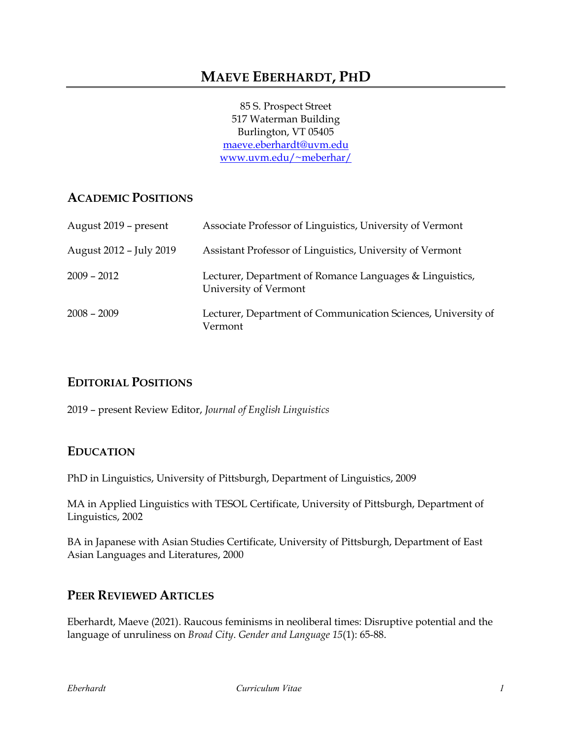# MAEVE EBERHARDT, PHD

85 S. Prospect Street
517 Waterman Building
Burlington, VT 05405
maeve.eberhardt@uvm.edu
www.uvm.edu/~meberhar/

## ACADEMIC POSITIONS

| | |
|---|---|
| August 2019 – present | Associate Professor of Linguistics, University of Vermont |
| August 2012 – July 2019 | Assistant Professor of Linguistics, University of Vermont |
| 2009 – 2012 | Lecturer, Department of Romance Languages & Linguistics, University of Vermont |
| 2008 – 2009 | Lecturer, Department of Communication Sciences, University of Vermont |

## EDITORIAL POSITIONS

2019 – present Review Editor, *Journal of English Linguistics*

## EDUCATION

PhD in Linguistics, University of Pittsburgh, Department of Linguistics, 2009

MA in Applied Linguistics with TESOL Certificate, University of Pittsburgh, Department of Linguistics, 2002

BA in Japanese with Asian Studies Certificate, University of Pittsburgh, Department of East Asian Languages and Literatures, 2000

## PEER REVIEWED ARTICLES

Eberhardt, Maeve (2021). Raucous feminisms in neoliberal times: Disruptive potential and the language of unruliness on *Broad City*. *Gender and Language 15*(1): 65-88.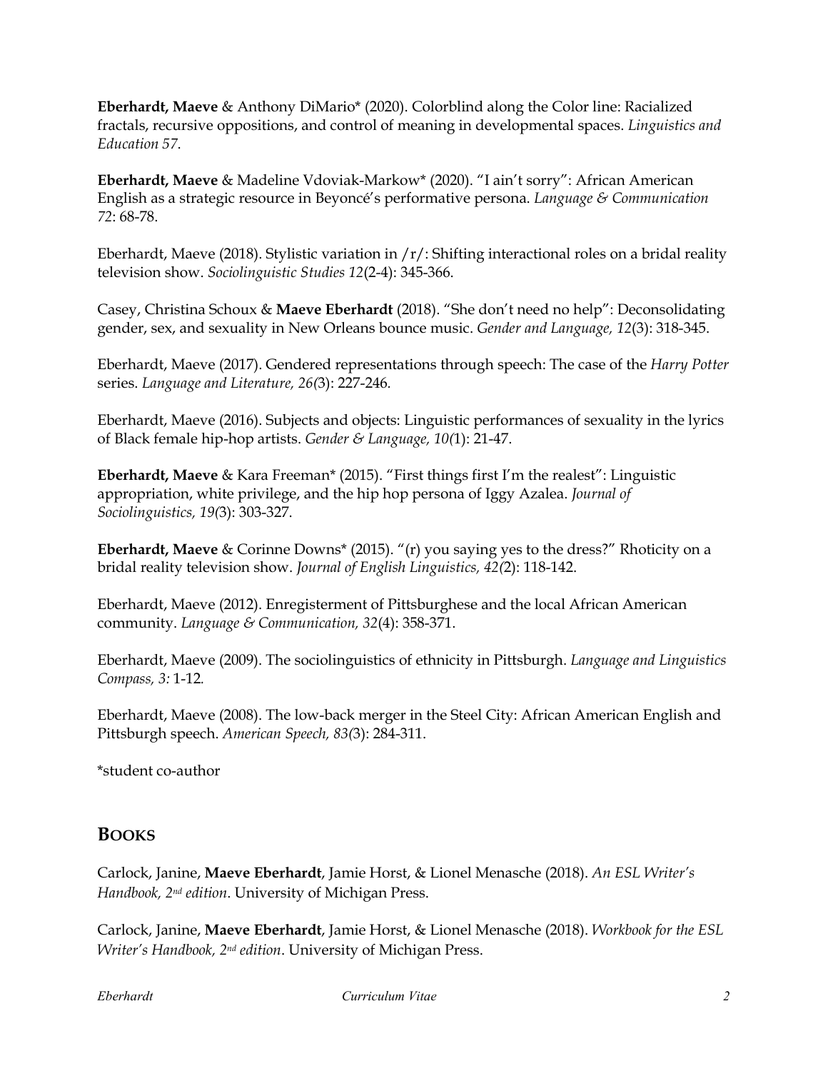**Eberhardt, Maeve** & Anthony DiMario* (2020). Colorblind along the Color line: Racialized fractals, recursive oppositions, and control of meaning in developmental spaces. *Linguistics and Education 57*.

**Eberhardt, Maeve** & Madeline Vdoviak-Markow* (2020). "I ain't sorry": African American English as a strategic resource in Beyoncé's performative persona. *Language & Communication 72*: 68-78.

Eberhardt, Maeve (2018). Stylistic variation in /r/: Shifting interactional roles on a bridal reality television show. *Sociolinguistic Studies 12*(2-4): 345-366.

Casey, Christina Schoux & **Maeve Eberhardt** (2018). "She don't need no help": Deconsolidating gender, sex, and sexuality in New Orleans bounce music. *Gender and Language, 12*(3): 318-345.

Eberhardt, Maeve (2017). Gendered representations through speech: The case of the *Harry Potter* series. *Language and Literature, 26(*3): 227-246.

Eberhardt, Maeve (2016). Subjects and objects: Linguistic performances of sexuality in the lyrics of Black female hip-hop artists. *Gender & Language, 10(*1): 21-47.

**Eberhardt, Maeve** & Kara Freeman* (2015). "First things first I'm the realest": Linguistic appropriation, white privilege, and the hip hop persona of Iggy Azalea. *Journal of Sociolinguistics, 19(*3): 303-327.

**Eberhardt, Maeve** & Corinne Downs* (2015). "(r) you saying yes to the dress?" Rhoticity on a bridal reality television show. *Journal of English Linguistics, 42(*2): 118-142.

Eberhardt, Maeve (2012). Enregisterment of Pittsburghese and the local African American community. *Language & Communication, 32*(4): 358-371.

Eberhardt, Maeve (2009). The sociolinguistics of ethnicity in Pittsburgh. *Language and Linguistics Compass, 3:* 1-12.

Eberhardt, Maeve (2008). The low-back merger in the Steel City: African American English and Pittsburgh speech. *American Speech, 83(*3): 284-311.

*student co-author

## BOOKS

Carlock, Janine, **Maeve Eberhardt**, Jamie Horst, & Lionel Menasche (2018). *An ESL Writer's Handbook, 2nd edition*. University of Michigan Press.

Carlock, Janine, **Maeve Eberhardt**, Jamie Horst, & Lionel Menasche (2018). *Workbook for the ESL Writer's Handbook, 2nd edition*. University of Michigan Press.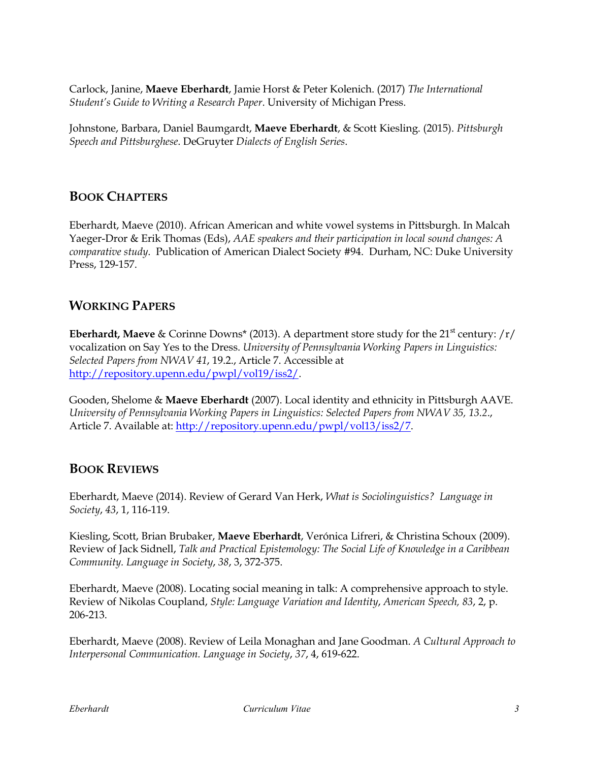Carlock, Janine, **Maeve Eberhardt**, Jamie Horst & Peter Kolenich. (2017) *The International Student's Guide to Writing a Research Paper*. University of Michigan Press.

Johnstone, Barbara, Daniel Baumgardt, **Maeve Eberhardt**, & Scott Kiesling. (2015). *Pittsburgh Speech and Pittsburghese*. DeGruyter *Dialects of English Series*.

## BOOK CHAPTERS

Eberhardt, Maeve (2010). African American and white vowel systems in Pittsburgh. In Malcah Yaeger-Dror & Erik Thomas (Eds), *AAE speakers and their participation in local sound changes: A comparative study*. Publication of American Dialect Society #94. Durham, NC: Duke University Press, 129-157.

## WORKING PAPERS

**Eberhardt, Maeve** & Corinne Downs* (2013). A department store study for the 21st century: /r/ vocalization on Say Yes to the Dress. *University of Pennsylvania Working Papers in Linguistics: Selected Papers from NWAV 41*, 19.2., Article 7. Accessible at http://repository.upenn.edu/pwpl/vol19/iss2/.

Gooden, Shelome & **Maeve Eberhardt** (2007). Local identity and ethnicity in Pittsburgh AAVE. *University of Pennsylvania Working Papers in Linguistics: Selected Papers from NWAV 35, 13.2*., Article 7. Available at: http://repository.upenn.edu/pwpl/vol13/iss2/7.

## BOOK REVIEWS

Eberhardt, Maeve (2014). Review of Gerard Van Herk, *What is Sociolinguistics? Language in Society*, *43*, 1, 116-119.

Kiesling, Scott, Brian Brubaker, **Maeve Eberhardt**, Verónica Lifreri, & Christina Schoux (2009). Review of Jack Sidnell, *Talk and Practical Epistemology: The Social Life of Knowledge in a Caribbean Community. Language in Society*, *38*, 3, 372-375.

Eberhardt, Maeve (2008). Locating social meaning in talk: A comprehensive approach to style. Review of Nikolas Coupland, *Style: Language Variation and Identity*, *American Speech, 83*, 2, p. 206-213.

Eberhardt, Maeve (2008). Review of Leila Monaghan and Jane Goodman. *A Cultural Approach to Interpersonal Communication. Language in Society*, *37*, 4, 619-622.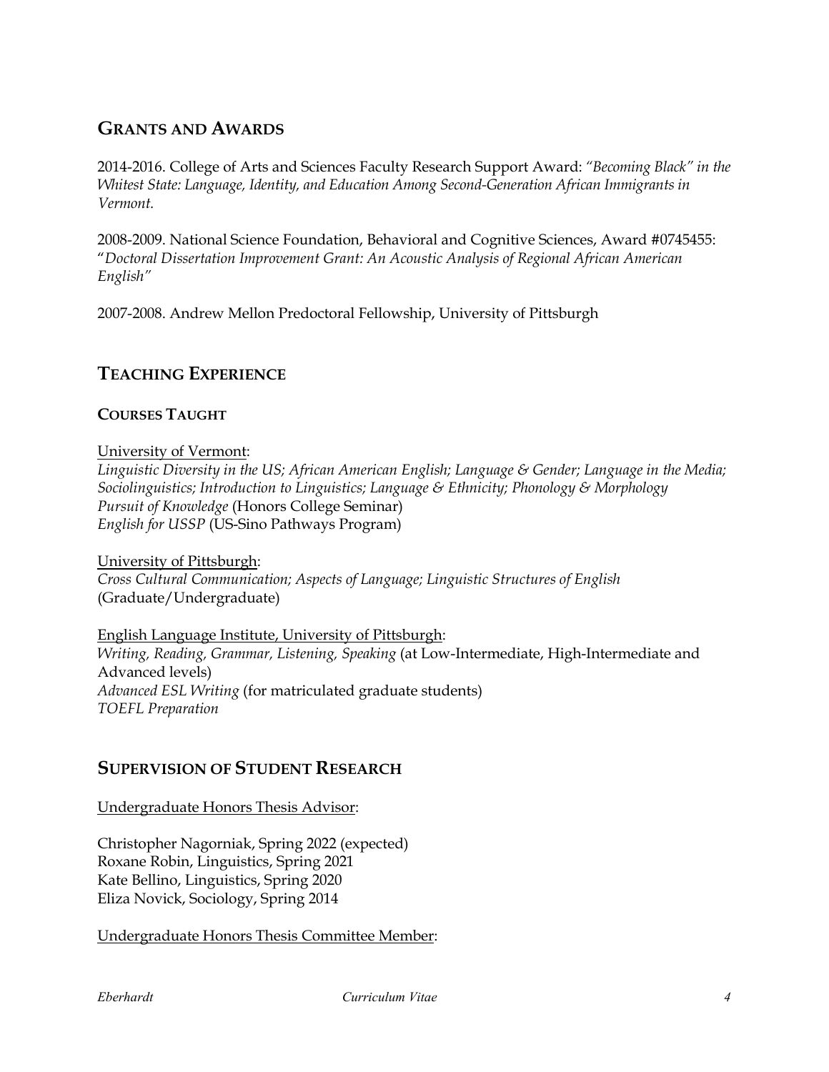## GRANTS AND AWARDS

2014-2016. College of Arts and Sciences Faculty Research Support Award: *"Becoming Black" in the Whitest State: Language, Identity, and Education Among Second-Generation African Immigrants in Vermont.*

2008-2009. National Science Foundation, Behavioral and Cognitive Sciences, Award #0745455: "*Doctoral Dissertation Improvement Grant: An Acoustic Analysis of Regional African American English"*

2007-2008. Andrew Mellon Predoctoral Fellowship, University of Pittsburgh

## TEACHING EXPERIENCE

### COURSES TAUGHT

<u>University of Vermont</u>:
*Linguistic Diversity in the US; African American English; Language & Gender; Language in the Media; Sociolinguistics; Introduction to Linguistics; Language & Ethnicity; Phonology & Morphology*
*Pursuit of Knowledge* (Honors College Seminar)
*English for USSP* (US-Sino Pathways Program)

<u>University of Pittsburgh</u>:
*Cross Cultural Communication; Aspects of Language; Linguistic Structures of English* (Graduate/Undergraduate)

<u>English Language Institute, University of Pittsburgh</u>:
*Writing, Reading, Grammar, Listening, Speaking* (at Low-Intermediate, High-Intermediate and Advanced levels)
*Advanced ESL Writing* (for matriculated graduate students)
*TOEFL Preparation*

## SUPERVISION OF STUDENT RESEARCH

<u>Undergraduate Honors Thesis Advisor</u>:

Christopher Nagorniak, Spring 2022 (expected)
Roxane Robin, Linguistics, Spring 2021
Kate Bellino, Linguistics, Spring 2020
Eliza Novick, Sociology, Spring 2014

<u>Undergraduate Honors Thesis Committee Member</u>: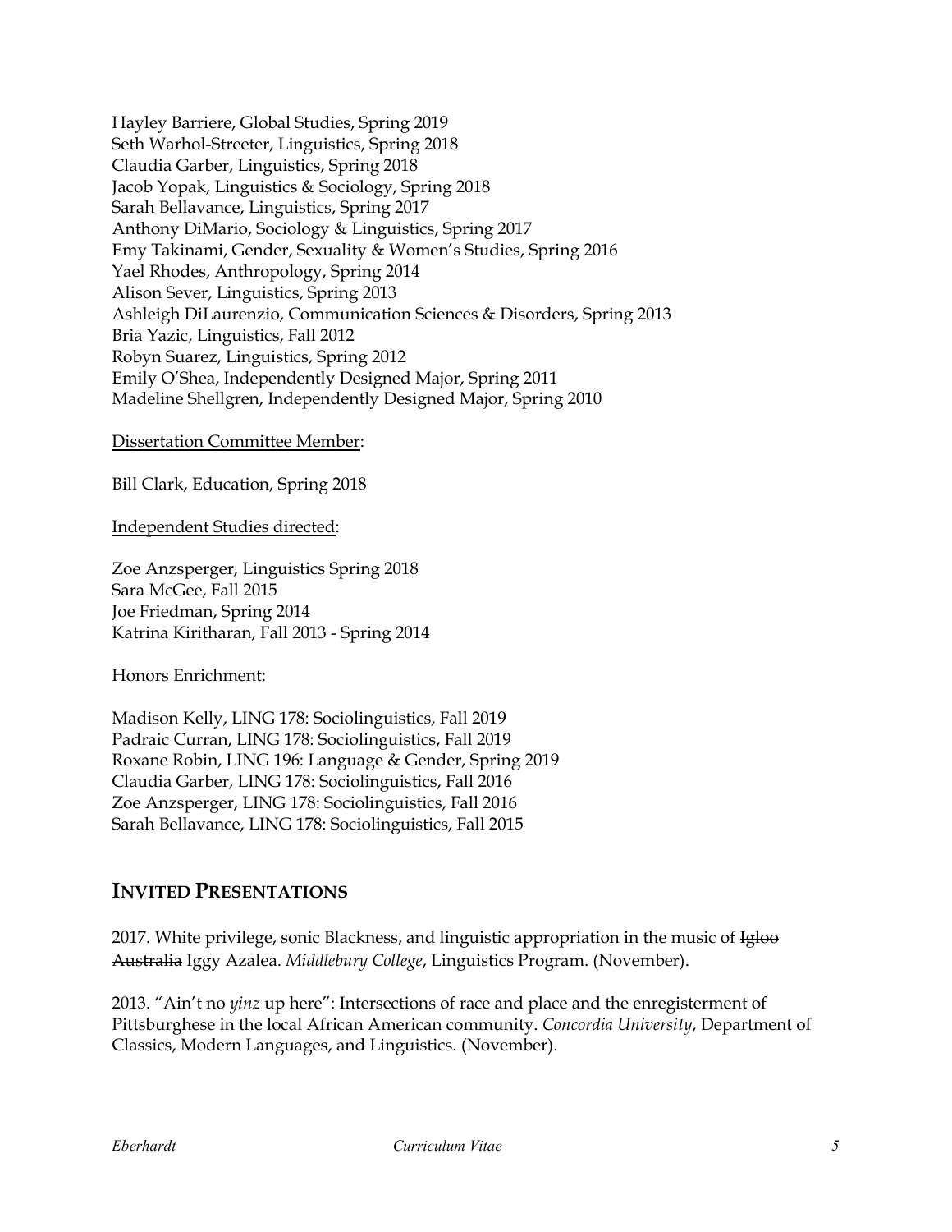Hayley Barriere, Global Studies, Spring 2019
Seth Warhol-Streeter, Linguistics, Spring 2018
Claudia Garber, Linguistics, Spring 2018
Jacob Yopak, Linguistics & Sociology, Spring 2018
Sarah Bellavance, Linguistics, Spring 2017
Anthony DiMario, Sociology & Linguistics, Spring 2017
Emy Takinami, Gender, Sexuality & Women's Studies, Spring 2016
Yael Rhodes, Anthropology, Spring 2014
Alison Sever, Linguistics, Spring 2013
Ashleigh DiLaurenzio, Communication Sciences & Disorders, Spring 2013
Bria Yazic, Linguistics, Fall 2012
Robyn Suarez, Linguistics, Spring 2012
Emily O'Shea, Independently Designed Major, Spring 2011
Madeline Shellgren, Independently Designed Major, Spring 2010

<u>Dissertation Committee Member</u>:

Bill Clark, Education, Spring 2018

<u>Independent Studies directed</u>:

Zoe Anzsperger, Linguistics Spring 2018
Sara McGee, Fall 2015
Joe Friedman, Spring 2014
Katrina Kiritharan, Fall 2013 - Spring 2014

Honors Enrichment:

Madison Kelly, LING 178: Sociolinguistics, Fall 2019
Padraic Curran, LING 178: Sociolinguistics, Fall 2019
Roxane Robin, LING 196: Language & Gender, Spring 2019
Claudia Garber, LING 178: Sociolinguistics, Fall 2016
Zoe Anzsperger, LING 178: Sociolinguistics, Fall 2016
Sarah Bellavance, LING 178: Sociolinguistics, Fall 2015

## INVITED PRESENTATIONS

2017. White privilege, sonic Blackness, and linguistic appropriation in the music of ~~Igloo Australia~~ Iggy Azalea. *Middlebury College*, Linguistics Program. (November).

2013. "Ain't no *yinz* up here": Intersections of race and place and the enregisterment of Pittsburghese in the local African American community. *Concordia University*, Department of Classics, Modern Languages, and Linguistics. (November).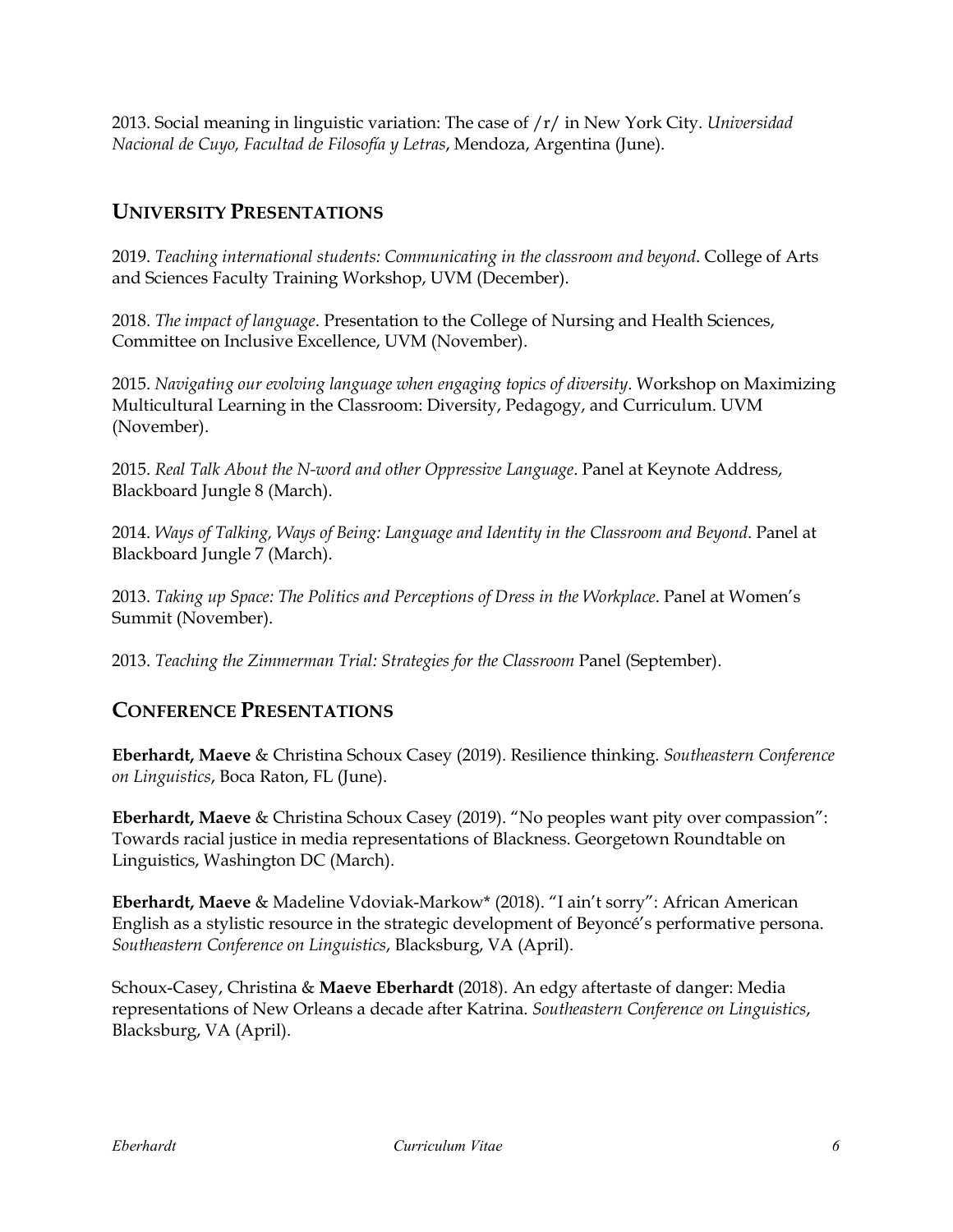2013. Social meaning in linguistic variation: The case of /r/ in New York City. *Universidad Nacional de Cuyo, Facultad de Filosofía y Letras*, Mendoza, Argentina (June).

## UNIVERSITY PRESENTATIONS

2019. *Teaching international students: Communicating in the classroom and beyond*. College of Arts and Sciences Faculty Training Workshop, UVM (December).

2018. *The impact of language*. Presentation to the College of Nursing and Health Sciences, Committee on Inclusive Excellence, UVM (November).

2015. *Navigating our evolving language when engaging topics of diversity*. Workshop on Maximizing Multicultural Learning in the Classroom: Diversity, Pedagogy, and Curriculum. UVM (November).

2015. *Real Talk About the N-word and other Oppressive Language*. Panel at Keynote Address, Blackboard Jungle 8 (March).

2014. *Ways of Talking, Ways of Being: Language and Identity in the Classroom and Beyond*. Panel at Blackboard Jungle 7 (March).

2013. *Taking up Space: The Politics and Perceptions of Dress in the Workplace*. Panel at Women's Summit (November).

2013. *Teaching the Zimmerman Trial: Strategies for the Classroom* Panel (September).

## CONFERENCE PRESENTATIONS

**Eberhardt, Maeve** & Christina Schoux Casey (2019). Resilience thinking. *Southeastern Conference on Linguistics*, Boca Raton, FL (June).

**Eberhardt, Maeve** & Christina Schoux Casey (2019). "No peoples want pity over compassion": Towards racial justice in media representations of Blackness. Georgetown Roundtable on Linguistics, Washington DC (March).

**Eberhardt, Maeve** & Madeline Vdoviak-Markow* (2018). "I ain't sorry": African American English as a stylistic resource in the strategic development of Beyoncé's performative persona. *Southeastern Conference on Linguistics*, Blacksburg, VA (April).

Schoux-Casey, Christina & **Maeve Eberhardt** (2018). An edgy aftertaste of danger: Media representations of New Orleans a decade after Katrina. *Southeastern Conference on Linguistics*, Blacksburg, VA (April).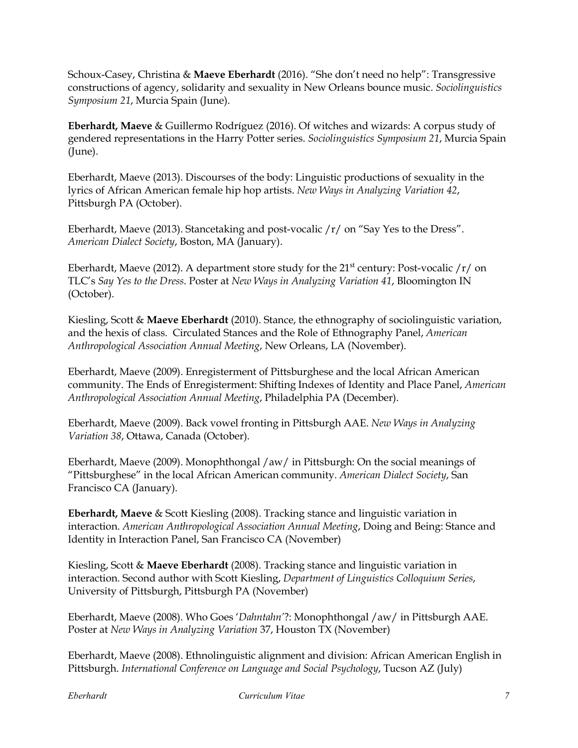Schoux-Casey, Christina & **Maeve Eberhardt** (2016). "She don't need no help": Transgressive constructions of agency, solidarity and sexuality in New Orleans bounce music. *Sociolinguistics Symposium 21*, Murcia Spain (June).

**Eberhardt, Maeve** & Guillermo Rodríguez (2016). Of witches and wizards: A corpus study of gendered representations in the Harry Potter series. *Sociolinguistics Symposium 21*, Murcia Spain (June).

Eberhardt, Maeve (2013). Discourses of the body: Linguistic productions of sexuality in the lyrics of African American female hip hop artists. *New Ways in Analyzing Variation 42*, Pittsburgh PA (October).

Eberhardt, Maeve (2013). Stancetaking and post-vocalic /r/ on "Say Yes to the Dress". *American Dialect Society*, Boston, MA (January).

Eberhardt, Maeve (2012). A department store study for the 21st century: Post-vocalic /r/ on TLC's *Say Yes to the Dress*. Poster at *New Ways in Analyzing Variation 41*, Bloomington IN (October).

Kiesling, Scott & **Maeve Eberhardt** (2010). Stance, the ethnography of sociolinguistic variation, and the hexis of class. Circulated Stances and the Role of Ethnography Panel, *American Anthropological Association Annual Meeting*, New Orleans, LA (November).

Eberhardt, Maeve (2009). Enregisterment of Pittsburghese and the local African American community. The Ends of Enregisterment: Shifting Indexes of Identity and Place Panel, *American Anthropological Association Annual Meeting*, Philadelphia PA (December).

Eberhardt, Maeve (2009). Back vowel fronting in Pittsburgh AAE. *New Ways in Analyzing Variation 38*, Ottawa, Canada (October).

Eberhardt, Maeve (2009). Monophthongal /aw/ in Pittsburgh: On the social meanings of "Pittsburghese" in the local African American community. *American Dialect Society*, San Francisco CA (January).

**Eberhardt, Maeve** & Scott Kiesling (2008). Tracking stance and linguistic variation in interaction. *American Anthropological Association Annual Meeting*, Doing and Being: Stance and Identity in Interaction Panel, San Francisco CA (November)

Kiesling, Scott & **Maeve Eberhardt** (2008). Tracking stance and linguistic variation in interaction. Second author with Scott Kiesling, *Department of Linguistics Colloquium Series*, University of Pittsburgh, Pittsburgh PA (November)

Eberhardt, Maeve (2008). Who Goes '*Dahntahn*'?: Monophthongal /aw/ in Pittsburgh AAE. Poster at *New Ways in Analyzing Variation* 37, Houston TX (November)

Eberhardt, Maeve (2008). Ethnolinguistic alignment and division: African American English in Pittsburgh. *International Conference on Language and Social Psychology*, Tucson AZ (July)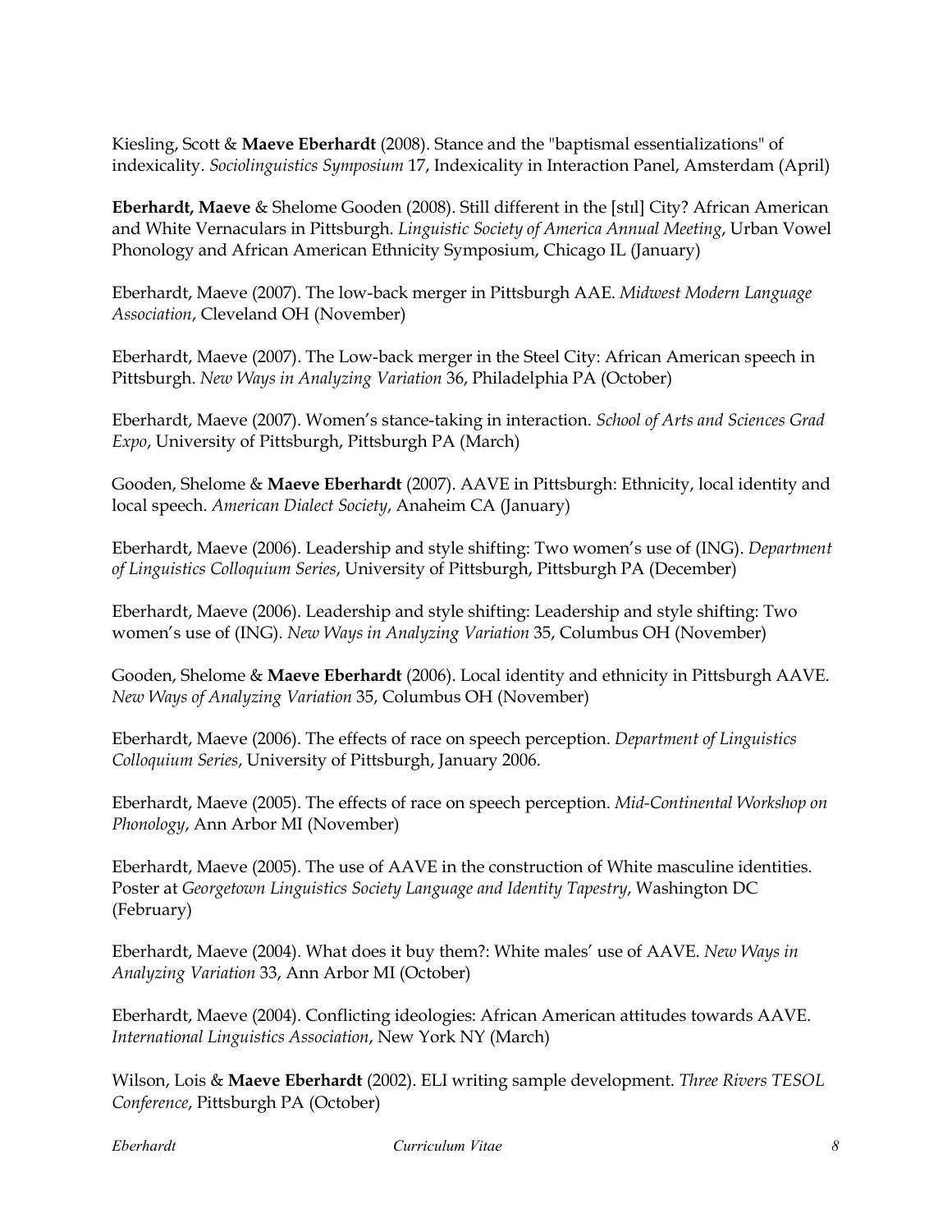Kiesling, Scott & **Maeve Eberhardt** (2008). Stance and the "baptismal essentializations" of indexicality. *Sociolinguistics Symposium* 17, Indexicality in Interaction Panel, Amsterdam (April)

**Eberhardt, Maeve** & Shelome Gooden (2008). Still different in the [stɪl] City? African American and White Vernaculars in Pittsburgh. *Linguistic Society of America Annual Meeting*, Urban Vowel Phonology and African American Ethnicity Symposium, Chicago IL (January)

Eberhardt, Maeve (2007). The low-back merger in Pittsburgh AAE. *Midwest Modern Language Association*, Cleveland OH (November)

Eberhardt, Maeve (2007). The Low-back merger in the Steel City: African American speech in Pittsburgh. *New Ways in Analyzing Variation* 36, Philadelphia PA (October)

Eberhardt, Maeve (2007). Women's stance-taking in interaction. *School of Arts and Sciences Grad Expo*, University of Pittsburgh, Pittsburgh PA (March)

Gooden, Shelome & **Maeve Eberhardt** (2007). AAVE in Pittsburgh: Ethnicity, local identity and local speech. *American Dialect Society*, Anaheim CA (January)

Eberhardt, Maeve (2006). Leadership and style shifting: Two women's use of (ING). *Department of Linguistics Colloquium Series*, University of Pittsburgh, Pittsburgh PA (December)

Eberhardt, Maeve (2006). Leadership and style shifting: Leadership and style shifting: Two women's use of (ING). *New Ways in Analyzing Variation* 35, Columbus OH (November)

Gooden, Shelome & **Maeve Eberhardt** (2006). Local identity and ethnicity in Pittsburgh AAVE. *New Ways of Analyzing Variation* 35, Columbus OH (November)

Eberhardt, Maeve (2006). The effects of race on speech perception. *Department of Linguistics Colloquium Series*, University of Pittsburgh, January 2006.

Eberhardt, Maeve (2005). The effects of race on speech perception. *Mid-Continental Workshop on Phonology*, Ann Arbor MI (November)

Eberhardt, Maeve (2005). The use of AAVE in the construction of White masculine identities. Poster at *Georgetown Linguistics Society Language and Identity Tapestry*, Washington DC (February)

Eberhardt, Maeve (2004). What does it buy them?: White males' use of AAVE. *New Ways in Analyzing Variation* 33, Ann Arbor MI (October)

Eberhardt, Maeve (2004). Conflicting ideologies: African American attitudes towards AAVE. *International Linguistics Association*, New York NY (March)

Wilson, Lois & **Maeve Eberhardt** (2002). ELI writing sample development. *Three Rivers TESOL Conference*, Pittsburgh PA (October)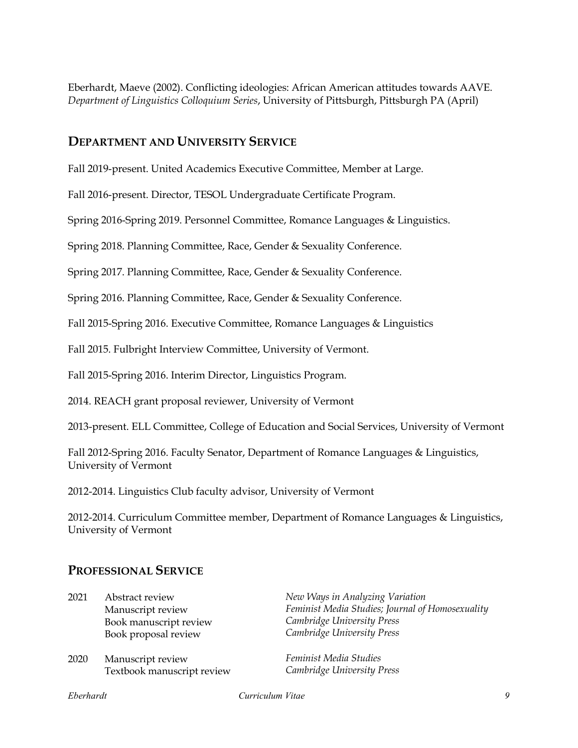Eberhardt, Maeve (2002). Conflicting ideologies: African American attitudes towards AAVE. *Department of Linguistics Colloquium Series*, University of Pittsburgh, Pittsburgh PA (April)

## Department and University Service

Fall 2019-present. United Academics Executive Committee, Member at Large.

Fall 2016-present. Director, TESOL Undergraduate Certificate Program.

Spring 2016-Spring 2019. Personnel Committee, Romance Languages & Linguistics.

Spring 2018. Planning Committee, Race, Gender & Sexuality Conference.

Spring 2017. Planning Committee, Race, Gender & Sexuality Conference.

Spring 2016. Planning Committee, Race, Gender & Sexuality Conference.

Fall 2015-Spring 2016. Executive Committee, Romance Languages & Linguistics

Fall 2015. Fulbright Interview Committee, University of Vermont.

Fall 2015-Spring 2016. Interim Director, Linguistics Program.

2014. REACH grant proposal reviewer, University of Vermont

2013-present. ELL Committee, College of Education and Social Services, University of Vermont

Fall 2012-Spring 2016. Faculty Senator, Department of Romance Languages & Linguistics, University of Vermont

2012-2014. Linguistics Club faculty advisor, University of Vermont

2012-2014. Curriculum Committee member, Department of Romance Languages & Linguistics, University of Vermont

## Professional Service

| | | |
|---|---|---|
| 2021 | Abstract review | *New Ways in Analyzing Variation* |
| | Manuscript review | *Feminist Media Studies; Journal of Homosexuality* |
| | Book manuscript review | *Cambridge University Press* |
| | Book proposal review | *Cambridge University Press* |
| 2020 | Manuscript review | *Feminist Media Studies* |
| | Textbook manuscript review | *Cambridge University Press* |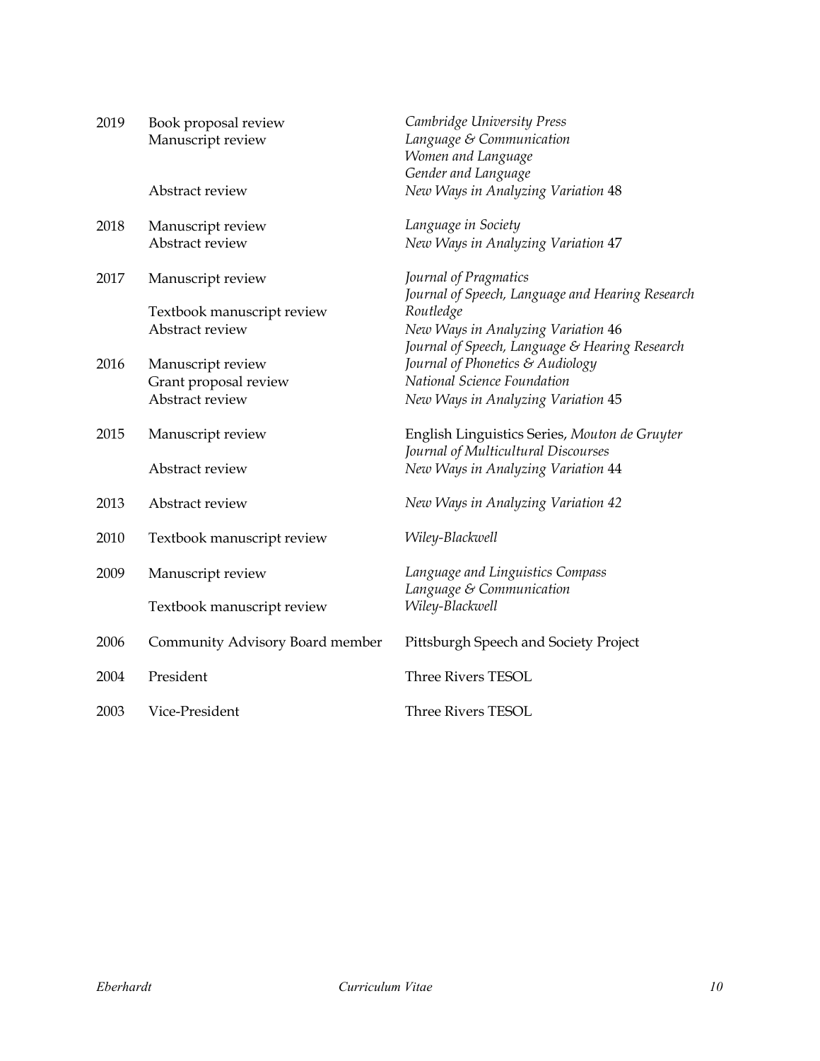| | | |
|---|---|---|
| 2019 | Book proposal review | *Cambridge University Press* |
| | Manuscript review | *Language & Communication* |
| | | *Women and Language* |
| | | *Gender and Language* |
| | Abstract review | *New Ways in Analyzing Variation* 48 |
| 2018 | Manuscript review | *Language in Society* |
| | Abstract review | *New Ways in Analyzing Variation* 47 |
| 2017 | Manuscript review | *Journal of Pragmatics* |
| | | *Journal of Speech, Language and Hearing Research* |
| | Textbook manuscript review | *Routledge* |
| | Abstract review | *New Ways in Analyzing Variation* 46 |
| 2016 | Manuscript review | *Journal of Speech, Language & Hearing Research* |
| | | *Journal of Phonetics & Audiology* |
| | Grant proposal review | *National Science Foundation* |
| | Abstract review | *New Ways in Analyzing Variation* 45 |
| 2015 | Manuscript review | English Linguistics Series, *Mouton de Gruyter* |
| | | *Journal of Multicultural Discourses* |
| | Abstract review | *New Ways in Analyzing Variation* 44 |
| 2013 | Abstract review | *New Ways in Analyzing Variation 42* |
| 2010 | Textbook manuscript review | *Wiley-Blackwell* |
| 2009 | Manuscript review | *Language and Linguistics Compass* |
| | | *Language & Communication* |
| | Textbook manuscript review | *Wiley-Blackwell* |
| 2006 | Community Advisory Board member | Pittsburgh Speech and Society Project |
| 2004 | President | Three Rivers TESOL |
| 2003 | Vice-President | Three Rivers TESOL |